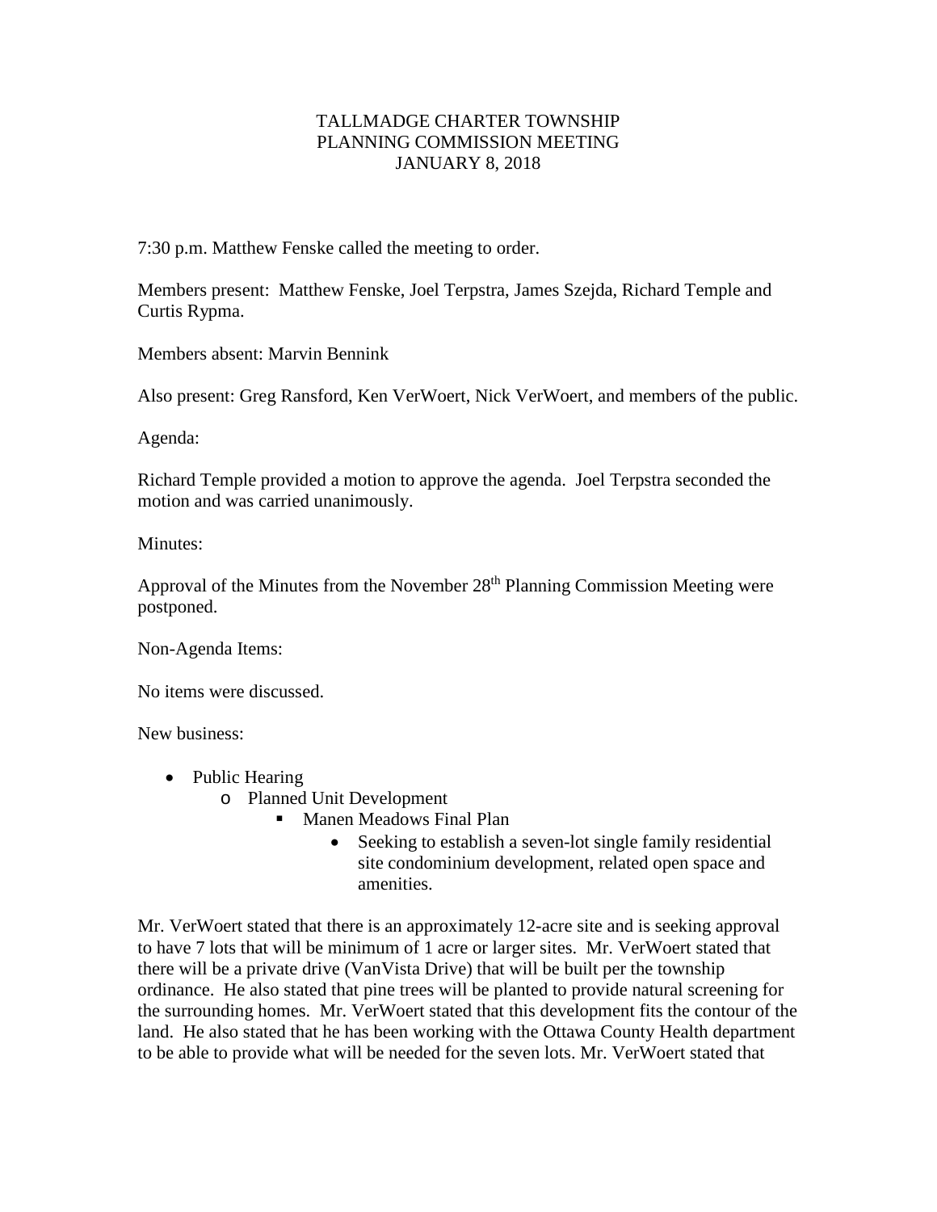TALLMADGE CHARTER TOWNSHIP
PLANNING COMMISSION MEETING
JANUARY 8, 2018

7:30 p.m. Matthew Fenske called the meeting to order.

Members present: Matthew Fenske, Joel Terpstra, James Szejda, Richard Temple and Curtis Rypma.

Members absent: Marvin Bennink

Also present: Greg Ransford, Ken VerWoert, Nick VerWoert, and members of the public.

Agenda:

Richard Temple provided a motion to approve the agenda. Joel Terpstra seconded the motion and was carried unanimously.

Minutes:

Approval of the Minutes from the November 28th Planning Commission Meeting were postponed.

Non-Agenda Items:

No items were discussed.

New business:

- Public Hearing
  - Planned Unit Development
    - Manen Meadows Final Plan
      - Seeking to establish a seven-lot single family residential site condominium development, related open space and amenities.

Mr. VerWoert stated that there is an approximately 12-acre site and is seeking approval to have 7 lots that will be minimum of 1 acre or larger sites. Mr. VerWoert stated that there will be a private drive (VanVista Drive) that will be built per the township ordinance. He also stated that pine trees will be planted to provide natural screening for the surrounding homes. Mr. VerWoert stated that this development fits the contour of the land. He also stated that he has been working with the Ottawa County Health department to be able to provide what will be needed for the seven lots. Mr. VerWoert stated that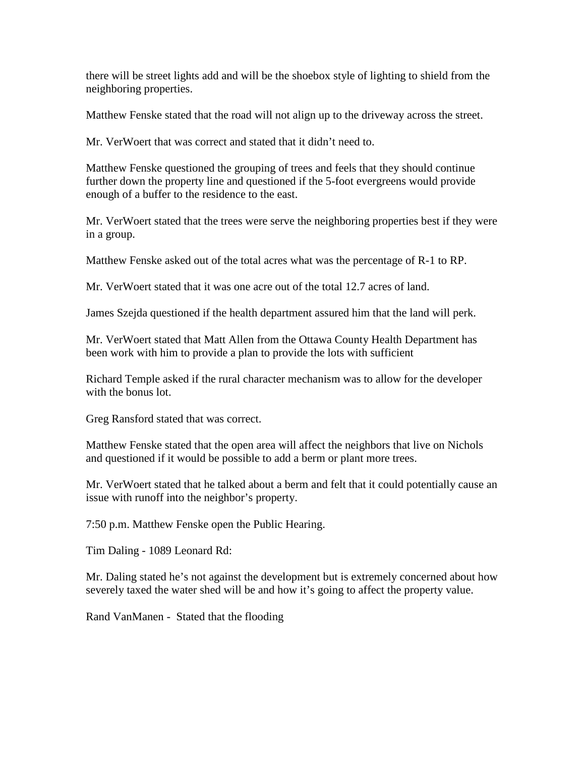there will be street lights add and will be the shoebox style of lighting to shield from the neighboring properties.

Matthew Fenske stated that the road will not align up to the driveway across the street.

Mr. VerWoert that was correct and stated that it didn't need to.

Matthew Fenske questioned the grouping of trees and feels that they should continue further down the property line and questioned if the 5-foot evergreens would provide enough of a buffer to the residence to the east.

Mr. VerWoert stated that the trees were serve the neighboring properties best if they were in a group.

Matthew Fenske asked out of the total acres what was the percentage of R-1 to RP.

Mr. VerWoert stated that it was one acre out of the total 12.7 acres of land.

James Szejda questioned if the health department assured him that the land will perk.

Mr. VerWoert stated that Matt Allen from the Ottawa County Health Department has been work with him to provide a plan to provide the lots with sufficient

Richard Temple asked if the rural character mechanism was to allow for the developer with the bonus lot.

Greg Ransford stated that was correct.

Matthew Fenske stated that the open area will affect the neighbors that live on Nichols and questioned if it would be possible to add a berm or plant more trees.

Mr. VerWoert stated that he talked about a berm and felt that it could potentially cause an issue with runoff into the neighbor's property.

7:50 p.m. Matthew Fenske open the Public Hearing.

Tim Daling - 1089 Leonard Rd:

Mr. Daling stated he's not against the development but is extremely concerned about how severely taxed the water shed will be and how it's going to affect the property value.

Rand VanManen - Stated that the flooding